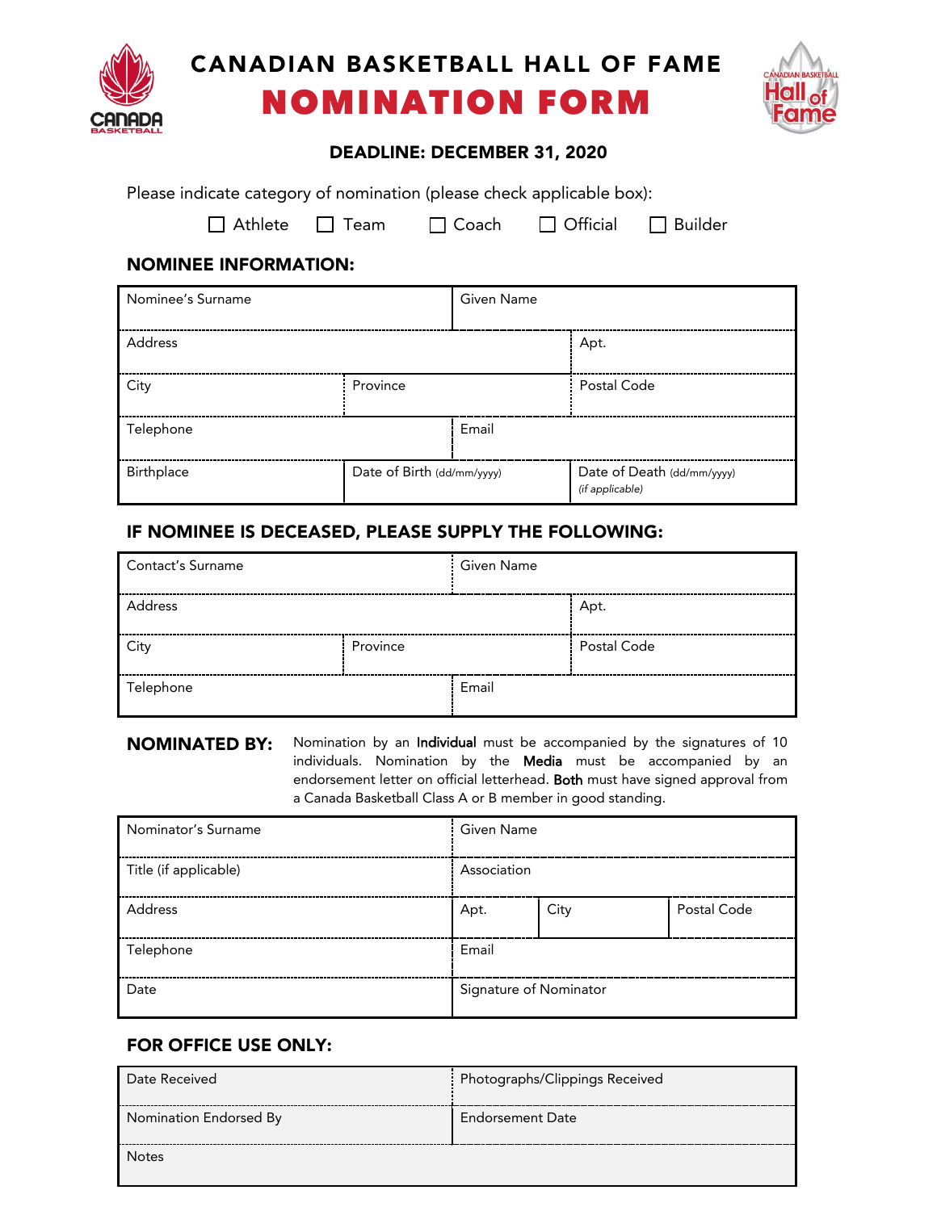# CANADIAN BASKETBALL HALL OF FAME

# NOMINATION FORM

**DEADLINE: DECEMBER 31, 2020**

Please indicate category of nomination (please check applicable box):

☐ Athlete ☐ Team ☐ Coach ☐ Official ☐ Builder

## NOMINEE INFORMATION:

| Nominee's Surname | | Given Name |
|---|---|---|
| Address | | Apt. |
| City | Province | Postal Code |
| Telephone | | Email |
| Birthplace | Date of Birth (dd/mm/yyyy) | Date of Death (dd/mm/yyyy) *(if applicable)* |

## IF NOMINEE IS DECEASED, PLEASE SUPPLY THE FOLLOWING:

| Contact's Surname | | Given Name |
|---|---|---|
| Address | | Apt. |
| City | Province | Postal Code |
| Telephone | | Email |

## NOMINATED BY:

Nomination by an **Individual** must be accompanied by the signatures of 10 individuals. Nomination by the **Media** must be accompanied by an endorsement letter on official letterhead. **Both** must have signed approval from a Canada Basketball Class A or B member in good standing.

| Nominator's Surname | Given Name | | |
|---|---|---|---|
| Title (if applicable) | Association | | |
| Address | Apt. | City | Postal Code |
| Telephone | Email | | |
| Date | Signature of Nominator | | |

## FOR OFFICE USE ONLY:

| Date Received | Photographs/Clippings Received |
|---|---|
| Nomination Endorsed By | Endorsement Date |
| Notes | |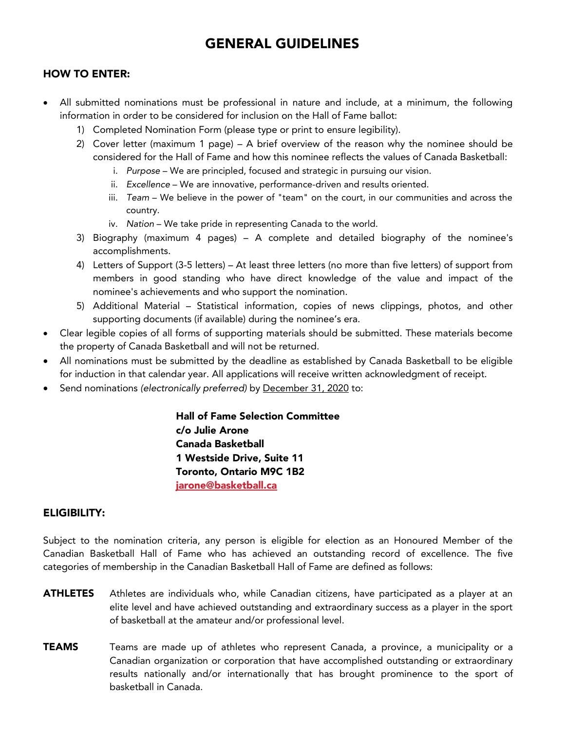# GENERAL GUIDELINES

## HOW TO ENTER:

- All submitted nominations must be professional in nature and include, at a minimum, the following information in order to be considered for inclusion on the Hall of Fame ballot:
  1) Completed Nomination Form (please type or print to ensure legibility).
  2) Cover letter (maximum 1 page) – A brief overview of the reason why the nominee should be considered for the Hall of Fame and how this nominee reflects the values of Canada Basketball:
     i. *Purpose* – We are principled, focused and strategic in pursuing our vision.
     ii. *Excellence* – We are innovative, performance-driven and results oriented.
     iii. *Team* – We believe in the power of "team" on the court, in our communities and across the country.
     iv. *Nation* – We take pride in representing Canada to the world.
  3) Biography (maximum 4 pages) – A complete and detailed biography of the nominee's accomplishments.
  4) Letters of Support (3-5 letters) – At least three letters (no more than five letters) of support from members in good standing who have direct knowledge of the value and impact of the nominee's achievements and who support the nomination.
  5) Additional Material – Statistical information, copies of news clippings, photos, and other supporting documents (if available) during the nominee's era.
- Clear legible copies of all forms of supporting materials should be submitted. These materials become the property of Canada Basketball and will not be returned.
- All nominations must be submitted by the deadline as established by Canada Basketball to be eligible for induction in that calendar year. All applications will receive written acknowledgment of receipt.
- Send nominations *(electronically preferred)* by December 31, 2020 to:

**Hall of Fame Selection Committee**
**c/o Julie Arone**
**Canada Basketball**
**1 Westside Drive, Suite 11**
**Toronto, Ontario M9C 1B2**
**jarone@basketball.ca**

## ELIGIBILITY:

Subject to the nomination criteria, any person is eligible for election as an Honoured Member of the Canadian Basketball Hall of Fame who has achieved an outstanding record of excellence. The five categories of membership in the Canadian Basketball Hall of Fame are defined as follows:

**ATHLETES** Athletes are individuals who, while Canadian citizens, have participated as a player at an elite level and have achieved outstanding and extraordinary success as a player in the sport of basketball at the amateur and/or professional level.

**TEAMS** Teams are made up of athletes who represent Canada, a province, a municipality or a Canadian organization or corporation that have accomplished outstanding or extraordinary results nationally and/or internationally that has brought prominence to the sport of basketball in Canada.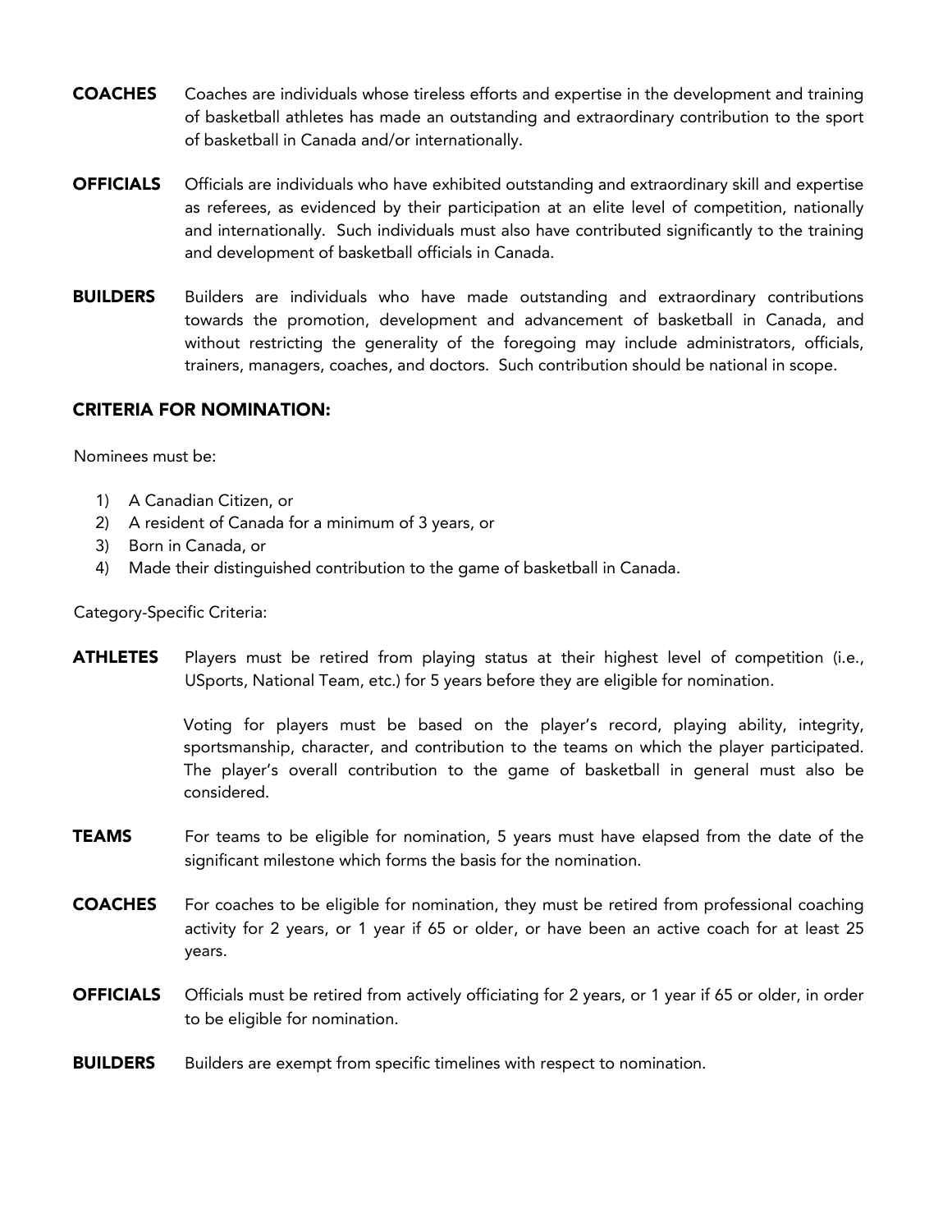**COACHES** Coaches are individuals whose tireless efforts and expertise in the development and training of basketball athletes has made an outstanding and extraordinary contribution to the sport of basketball in Canada and/or internationally.

**OFFICIALS** Officials are individuals who have exhibited outstanding and extraordinary skill and expertise as referees, as evidenced by their participation at an elite level of competition, nationally and internationally. Such individuals must also have contributed significantly to the training and development of basketball officials in Canada.

**BUILDERS** Builders are individuals who have made outstanding and extraordinary contributions towards the promotion, development and advancement of basketball in Canada, and without restricting the generality of the foregoing may include administrators, officials, trainers, managers, coaches, and doctors. Such contribution should be national in scope.

## CRITERIA FOR NOMINATION:

Nominees must be:

1) A Canadian Citizen, or
2) A resident of Canada for a minimum of 3 years, or
3) Born in Canada, or
4) Made their distinguished contribution to the game of basketball in Canada.

Category-Specific Criteria:

**ATHLETES** Players must be retired from playing status at their highest level of competition (i.e., USports, National Team, etc.) for 5 years before they are eligible for nomination.

Voting for players must be based on the player's record, playing ability, integrity, sportsmanship, character, and contribution to the teams on which the player participated. The player's overall contribution to the game of basketball in general must also be considered.

**TEAMS** For teams to be eligible for nomination, 5 years must have elapsed from the date of the significant milestone which forms the basis for the nomination.

**COACHES** For coaches to be eligible for nomination, they must be retired from professional coaching activity for 2 years, or 1 year if 65 or older, or have been an active coach for at least 25 years.

**OFFICIALS** Officials must be retired from actively officiating for 2 years, or 1 year if 65 or older, in order to be eligible for nomination.

**BUILDERS** Builders are exempt from specific timelines with respect to nomination.